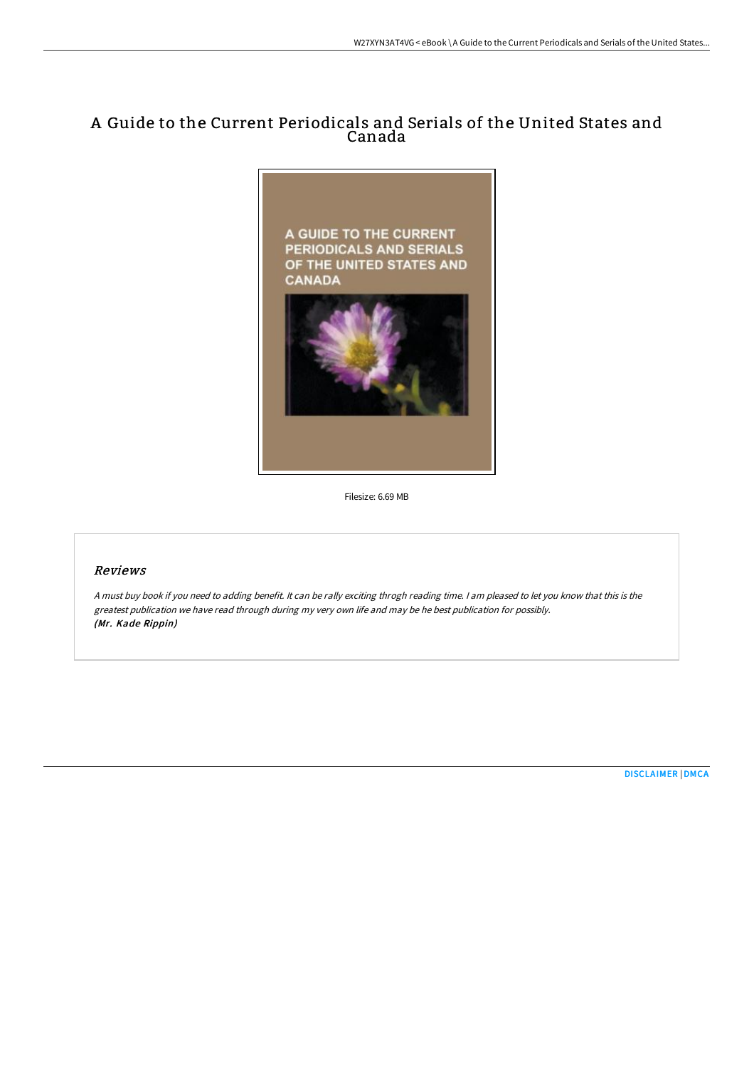# A Guide to the Current Periodicals and Serials of the United States and Canada

Filesize: 6.69 MB

## Reviews

*A must buy book if you need to adding benefit. It can be rally exciting throgh reading time. I am pleased to let you know that this is the greatest publication we have read through during my very own life and may be he best publication for possibly.*
***(Mr. Kade Rippin)***

DISCLAIMER | DMCA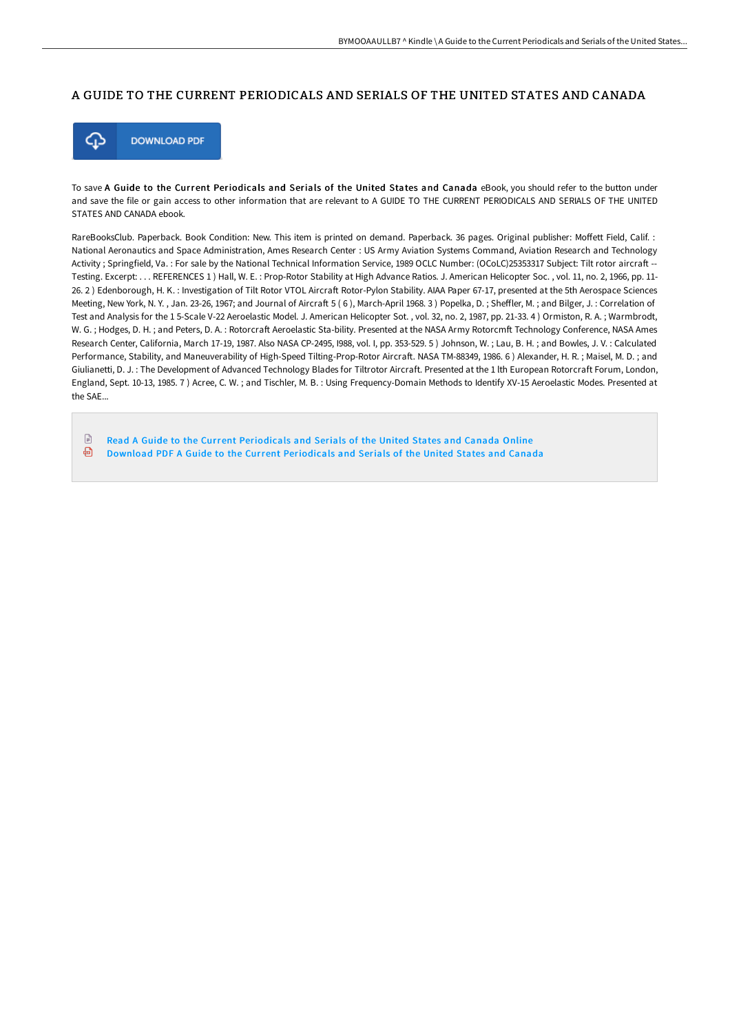# A GUIDE TO THE CURRENT PERIODICALS AND SERIALS OF THE UNITED STATES AND CANADA

DOWNLOAD PDF

To save **A Guide to the Current Periodicals and Serials of the United States and Canada** eBook, you should refer to the button under and save the file or gain access to other information that are relevant to A GUIDE TO THE CURRENT PERIODICALS AND SERIALS OF THE UNITED STATES AND CANADA ebook.

RareBooksClub. Paperback. Book Condition: New. This item is printed on demand. Paperback. 36 pages. Original publisher: Moffett Field, Calif. : National Aeronautics and Space Administration, Ames Research Center : US Army Aviation Systems Command, Aviation Research and Technology Activity ; Springfield, Va. : For sale by the National Technical Information Service, 1989 OCLC Number: (OCoLC)25353317 Subject: Tilt rotor aircraft -- Testing. Excerpt: . . . REFERENCES 1 ) Hall, W. E. : Prop-Rotor Stability at High Advance Ratios. J. American Helicopter Soc. , vol. 11, no. 2, 1966, pp. 11-26. 2 ) Edenborough, H. K. : Investigation of Tilt Rotor VTOL Aircraft Rotor-Pylon Stability. AIAA Paper 67-17, presented at the 5th Aerospace Sciences Meeting, New York, N. Y. , Jan. 23-26, 1967; and Journal of Aircraft 5 ( 6 ), March-April 1968. 3 ) Popelka, D. ; Sheffler, M. ; and Bilger, J. : Correlation of Test and Analysis for the 1 5-Scale V-22 Aeroelastic Model. J. American Helicopter Sot. , vol. 32, no. 2, 1987, pp. 21-33. 4 ) Ormiston, R. A. ; Warmbrodt, W. G. ; Hodges, D. H. ; and Peters, D. A. : Rotorcraft Aeroelastic Sta-bility. Presented at the NASA Army Rotorcmft Technology Conference, NASA Ames Research Center, California, March 17-19, 1987. Also NASA CP-2495, I988, vol. I, pp. 353-529. 5 ) Johnson, W. ; Lau, B. H. ; and Bowles, J. V. : Calculated Performance, Stability, and Maneuverability of High-Speed Tilting-Prop-Rotor Aircraft. NASA TM-88349, 1986. 6 ) Alexander, H. R. ; Maisel, M. D. ; and Giulianetti, D. J. : The Development of Advanced Technology Blades for Tiltrotor Aircraft. Presented at the 1 lth European Rotorcraft Forum, London, England, Sept. 10-13, 1985. 7 ) Acree, C. W. ; and Tischler, M. B. : Using Frequency-Domain Methods to Identify XV-15 Aeroelastic Modes. Presented at the SAE...

- Read A Guide to the Current Periodicals and Serials of the United States and Canada Online
- Download PDF A Guide to the Current Periodicals and Serials of the United States and Canada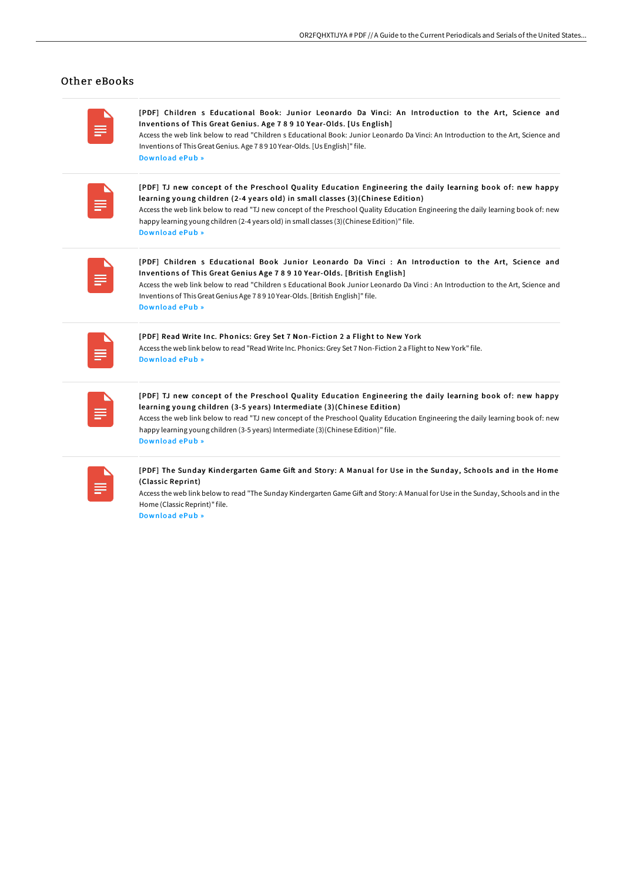## Other eBooks

**[PDF] Children s Educational Book: Junior Leonardo Da Vinci: An Introduction to the Art, Science and Inventions of This Great Genius. Age 7 8 9 10 Year-Olds. [Us English]**

Access the web link below to read "Children s Educational Book: Junior Leonardo Da Vinci: An Introduction to the Art, Science and Inventions of This Great Genius. Age 7 8 9 10 Year-Olds. [Us English]" file.

Download ePub »

**[PDF] TJ new concept of the Preschool Quality Education Engineering the daily learning book of: new happy learning young children (2-4 years old) in small classes (3)(Chinese Edition)**

Access the web link below to read "TJ new concept of the Preschool Quality Education Engineering the daily learning book of: new happy learning young children (2-4 years old) in small classes (3)(Chinese Edition)" file.

Download ePub »

**[PDF] Children s Educational Book Junior Leonardo Da Vinci : An Introduction to the Art, Science and Inventions of This Great Genius Age 7 8 9 10 Year-Olds. [British English]**

Access the web link below to read "Children s Educational Book Junior Leonardo Da Vinci : An Introduction to the Art, Science and Inventions of This Great Genius Age 7 8 9 10 Year-Olds. [British English]" file.

Download ePub »

**[PDF] Read Write Inc. Phonics: Grey Set 7 Non-Fiction 2 a Flight to New York**

Access the web link below to read "Read Write Inc. Phonics: Grey Set 7 Non-Fiction 2 a Flight to New York" file.

Download ePub »

**[PDF] TJ new concept of the Preschool Quality Education Engineering the daily learning book of: new happy learning young children (3-5 years) Intermediate (3)(Chinese Edition)**

Access the web link below to read "TJ new concept of the Preschool Quality Education Engineering the daily learning book of: new happy learning young children (3-5 years) Intermediate (3)(Chinese Edition)" file.

Download ePub »

**[PDF] The Sunday Kindergarten Game Gift and Story: A Manual for Use in the Sunday, Schools and in the Home (Classic Reprint)**

Access the web link below to read "The Sunday Kindergarten Game Gift and Story: A Manual for Use in the Sunday, Schools and in the Home (Classic Reprint)" file.

Download ePub »